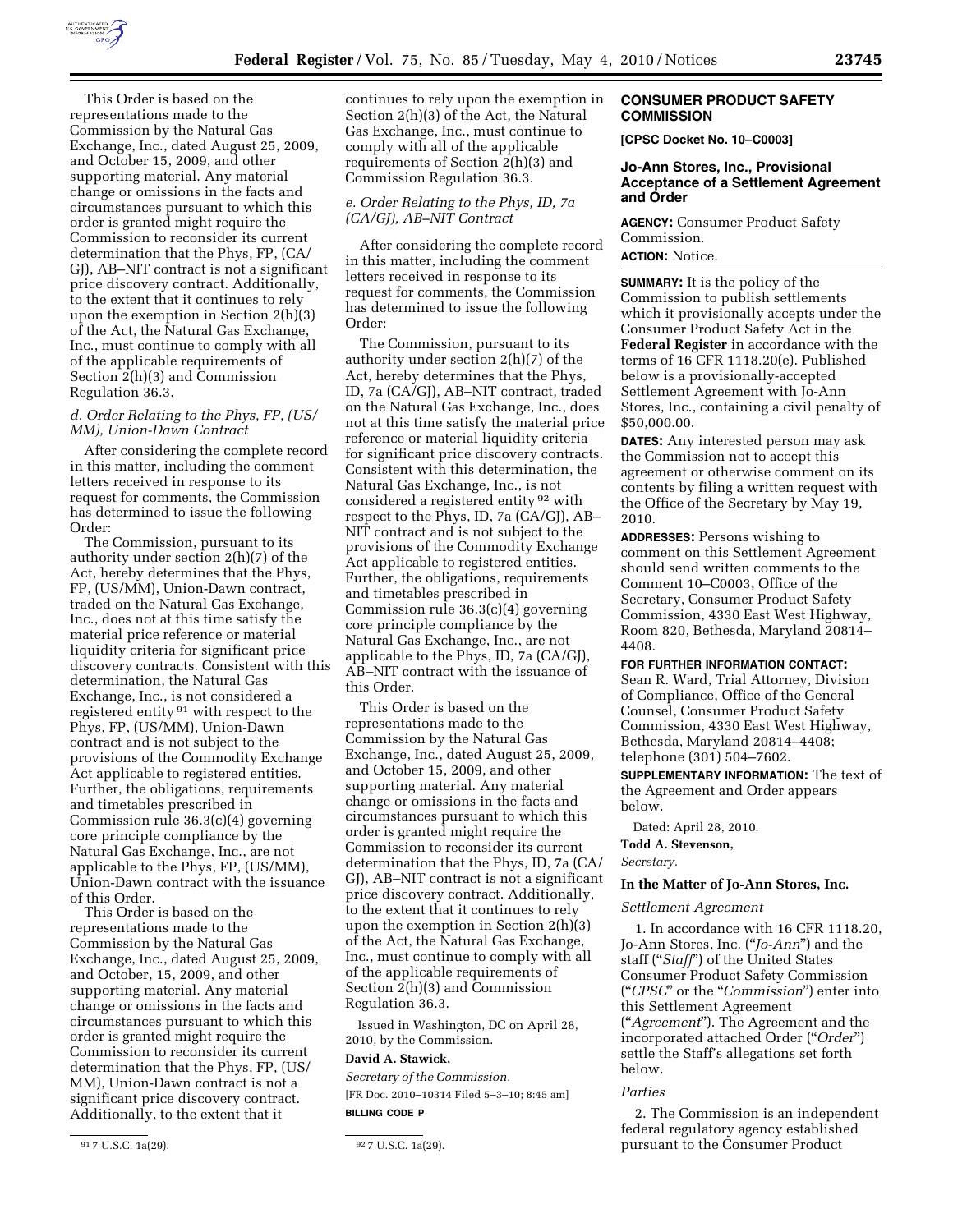This Order is based on the representations made to the Commission by the Natural Gas Exchange, Inc., dated August 25, 2009, and October 15, 2009, and other supporting material. Any material change or omissions in the facts and circumstances pursuant to which this order is granted might require the Commission to reconsider its current determination that the Phys, FP, (CA/GJ), AB–NIT contract is not a significant price discovery contract. Additionally, to the extent that it continues to rely upon the exemption in Section 2(h)(3) of the Act, the Natural Gas Exchange, Inc., must continue to comply with all of the applicable requirements of Section 2(h)(3) and Commission Regulation 36.3.

### *d. Order Relating to the Phys, FP, (US/MM), Union-Dawn Contract*

After considering the complete record in this matter, including the comment letters received in response to its request for comments, the Commission has determined to issue the following Order:

The Commission, pursuant to its authority under section 2(h)(7) of the Act, hereby determines that the Phys, FP, (US/MM), Union-Dawn contract, traded on the Natural Gas Exchange, Inc., does not at this time satisfy the material price reference or material liquidity criteria for significant price discovery contracts. Consistent with this determination, the Natural Gas Exchange, Inc., is not considered a registered entity [91] with respect to the Phys, FP, (US/MM), Union-Dawn contract and is not subject to the provisions of the Commodity Exchange Act applicable to registered entities. Further, the obligations, requirements and timetables prescribed in Commission rule 36.3(c)(4) governing core principle compliance by the Natural Gas Exchange, Inc., are not applicable to the Phys, FP, (US/MM), Union-Dawn contract with the issuance of this Order.

This Order is based on the representations made to the Commission by the Natural Gas Exchange, Inc., dated August 25, 2009, and October, 15, 2009, and other supporting material. Any material change or omissions in the facts and circumstances pursuant to which this order is granted might require the Commission to reconsider its current determination that the Phys, FP, (US/MM), Union-Dawn contract is not a significant price discovery contract. Additionally, to the extent that it continues to rely upon the exemption in Section 2(h)(3) of the Act, the Natural Gas Exchange, Inc., must continue to comply with all of the applicable requirements of Section 2(h)(3) and Commission Regulation 36.3.

### *e. Order Relating to the Phys, ID, 7a (CA/GJ), AB–NIT Contract*

After considering the complete record in this matter, including the comment letters received in response to its request for comments, the Commission has determined to issue the following Order:

The Commission, pursuant to its authority under section 2(h)(7) of the Act, hereby determines that the Phys, ID, 7a (CA/GJ), AB–NIT contract, traded on the Natural Gas Exchange, Inc., does not at this time satisfy the material price reference or material liquidity criteria for significant price discovery contracts. Consistent with this determination, the Natural Gas Exchange, Inc., is not considered a registered entity [92] with respect to the Phys, ID, 7a (CA/GJ), AB–NIT contract and is not subject to the provisions of the Commodity Exchange Act applicable to registered entities. Further, the obligations, requirements and timetables prescribed in Commission rule 36.3(c)(4) governing core principle compliance by the Natural Gas Exchange, Inc., are not applicable to the Phys, ID, 7a (CA/GJ), AB–NIT contract with the issuance of this Order.

This Order is based on the representations made to the Commission by the Natural Gas Exchange, Inc., dated August 25, 2009, and October 15, 2009, and other supporting material. Any material change or omissions in the facts and circumstances pursuant to which this order is granted might require the Commission to reconsider its current determination that the Phys, ID, 7a (CA/GJ), AB–NIT contract is not a significant price discovery contract. Additionally, to the extent that it continues to rely upon the exemption in Section 2(h)(3) of the Act, the Natural Gas Exchange, Inc., must continue to comply with all of the applicable requirements of Section 2(h)(3) and Commission Regulation 36.3.

Issued in Washington, DC on April 28, 2010, by the Commission.

**David A. Stawick,**

*Secretary of the Commission.*

[FR Doc. 2010–10314 Filed 5–3–10; 8:45 am]

**BILLING CODE P**

[91] 7 U.S.C. 1a(29).

[92] 7 U.S.C. 1a(29).

## CONSUMER PRODUCT SAFETY COMMISSION

**[CPSC Docket No. 10–C0003]**

## Jo-Ann Stores, Inc., Provisional Acceptance of a Settlement Agreement and Order

**AGENCY:** Consumer Product Safety Commission.

**ACTION:** Notice.

**SUMMARY:** It is the policy of the Commission to publish settlements which it provisionally accepts under the Consumer Product Safety Act in the **Federal Register** in accordance with the terms of 16 CFR 1118.20(e). Published below is a provisionally-accepted Settlement Agreement with Jo-Ann Stores, Inc., containing a civil penalty of $50,000.00.

**DATES:** Any interested person may ask the Commission not to accept this agreement or otherwise comment on its contents by filing a written request with the Office of the Secretary by May 19, 2010.

**ADDRESSES:** Persons wishing to comment on this Settlement Agreement should send written comments to the Comment 10–C0003, Office of the Secretary, Consumer Product Safety Commission, 4330 East West Highway, Room 820, Bethesda, Maryland 20814–4408.

**FOR FURTHER INFORMATION CONTACT:** Sean R. Ward, Trial Attorney, Division of Compliance, Office of the General Counsel, Consumer Product Safety Commission, 4330 East West Highway, Bethesda, Maryland 20814–4408; telephone (301) 504–7602.

**SUPPLEMENTARY INFORMATION:** The text of the Agreement and Order appears below.

Dated: April 28, 2010.

**Todd A. Stevenson,**

*Secretary.*

### In the Matter of Jo-Ann Stores, Inc.

*Settlement Agreement*

1. In accordance with 16 CFR 1118.20, Jo-Ann Stores, Inc. ("*Jo-Ann*") and the staff ("*Staff*") of the United States Consumer Product Safety Commission ("*CPSC*" or the "*Commission*") enter into this Settlement Agreement ("*Agreement*"). The Agreement and the incorporated attached Order ("*Order*") settle the Staff's allegations set forth below.

*Parties*

2. The Commission is an independent federal regulatory agency established pursuant to the Consumer Product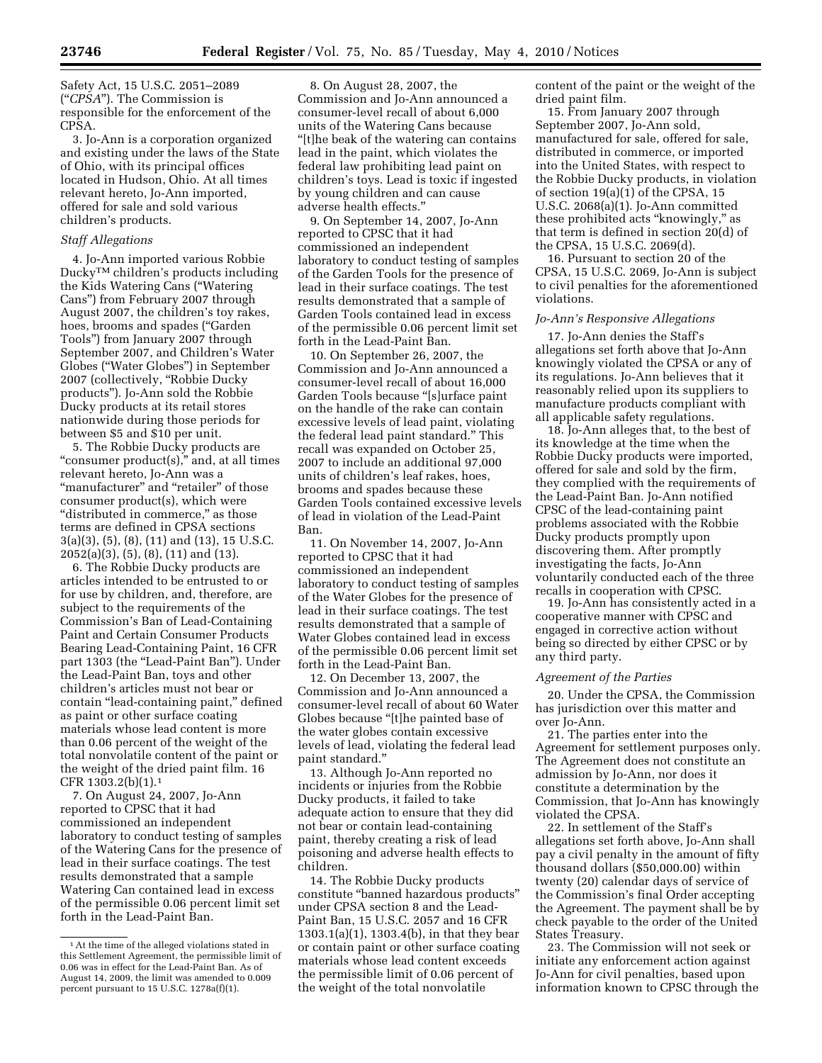Safety Act, 15 U.S.C. 2051–2089 ("*CPSA*"). The Commission is responsible for the enforcement of the CPSA.

3. Jo-Ann is a corporation organized and existing under the laws of the State of Ohio, with its principal offices located in Hudson, Ohio. At all times relevant hereto, Jo-Ann imported, offered for sale and sold various children's products.

### *Staff Allegations*

4. Jo-Ann imported various Robbie Ducky™ children's products including the Kids Watering Cans ("Watering Cans") from February 2007 through August 2007, the children's toy rakes, hoes, brooms and spades ("Garden Tools") from January 2007 through September 2007, and Children's Water Globes ("Water Globes") in September 2007 (collectively, "Robbie Ducky products"). Jo-Ann sold the Robbie Ducky products at its retail stores nationwide during those periods for between $5 and $10 per unit.

5. The Robbie Ducky products are "consumer product(s)," and, at all times relevant hereto, Jo-Ann was a "manufacturer" and "retailer" of those consumer product(s), which were "distributed in commerce," as those terms are defined in CPSA sections 3(a)(3), (5), (8), (11) and (13), 15 U.S.C. 2052(a)(3), (5), (8), (11) and (13).

6. The Robbie Ducky products are articles intended to be entrusted to or for use by children, and, therefore, are subject to the requirements of the Commission's Ban of Lead-Containing Paint and Certain Consumer Products Bearing Lead-Containing Paint, 16 CFR part 1303 (the "Lead-Paint Ban"). Under the Lead-Paint Ban, toys and other children's articles must not bear or contain "lead-containing paint," defined as paint or other surface coating materials whose lead content is more than 0.06 percent of the weight of the total nonvolatile content of the paint or the weight of the dried paint film. 16 CFR 1303.2(b)(1).[1]

7. On August 24, 2007, Jo-Ann reported to CPSC that it had commissioned an independent laboratory to conduct testing of samples of the Watering Cans for the presence of lead in their surface coatings. The test results demonstrated that a sample Watering Can contained lead in excess of the permissible 0.06 percent limit set forth in the Lead-Paint Ban.

8. On August 28, 2007, the Commission and Jo-Ann announced a consumer-level recall of about 6,000 units of the Watering Cans because "[t]he beak of the watering can contains lead in the paint, which violates the federal law prohibiting lead paint on children's toys. Lead is toxic if ingested by young children and can cause adverse health effects."

9. On September 14, 2007, Jo-Ann reported to CPSC that it had commissioned an independent laboratory to conduct testing of samples of the Garden Tools for the presence of lead in their surface coatings. The test results demonstrated that a sample of Garden Tools contained lead in excess of the permissible 0.06 percent limit set forth in the Lead-Paint Ban.

10. On September 26, 2007, the Commission and Jo-Ann announced a consumer-level recall of about 16,000 Garden Tools because "[s]urface paint on the handle of the rake can contain excessive levels of lead paint, violating the federal lead paint standard." This recall was expanded on October 25, 2007 to include an additional 97,000 units of children's leaf rakes, hoes, brooms and spades because these Garden Tools contained excessive levels of lead in violation of the Lead-Paint Ban.

11. On November 14, 2007, Jo-Ann reported to CPSC that it had commissioned an independent laboratory to conduct testing of samples of the Water Globes for the presence of lead in their surface coatings. The test results demonstrated that a sample of Water Globes contained lead in excess of the permissible 0.06 percent limit set forth in the Lead-Paint Ban.

12. On December 13, 2007, the Commission and Jo-Ann announced a consumer-level recall of about 60 Water Globes because "[t]he painted base of the water globes contain excessive levels of lead, violating the federal lead paint standard."

13. Although Jo-Ann reported no incidents or injuries from the Robbie Ducky products, it failed to take adequate action to ensure that they did not bear or contain lead-containing paint, thereby creating a risk of lead poisoning and adverse health effects to children.

14. The Robbie Ducky products constitute "banned hazardous products" under CPSA section 8 and the Lead-Paint Ban, 15 U.S.C. 2057 and 16 CFR 1303.1(a)(1), 1303.4(b), in that they bear or contain paint or other surface coating materials whose lead content exceeds the permissible limit of 0.06 percent of the weight of the total nonvolatile content of the paint or the weight of the dried paint film.

15. From January 2007 through September 2007, Jo-Ann sold, manufactured for sale, offered for sale, distributed in commerce, or imported into the United States, with respect to the Robbie Ducky products, in violation of section 19(a)(1) of the CPSA, 15 U.S.C. 2068(a)(1). Jo-Ann committed these prohibited acts "knowingly," as that term is defined in section 20(d) of the CPSA, 15 U.S.C. 2069(d).

16. Pursuant to section 20 of the CPSA, 15 U.S.C. 2069, Jo-Ann is subject to civil penalties for the aforementioned violations.

### *Jo-Ann's Responsive Allegations*

17. Jo-Ann denies the Staff's allegations set forth above that Jo-Ann knowingly violated the CPSA or any of its regulations. Jo-Ann believes that it reasonably relied upon its suppliers to manufacture products compliant with all applicable safety regulations.

18. Jo-Ann alleges that, to the best of its knowledge at the time when the Robbie Ducky products were imported, offered for sale and sold by the firm, they complied with the requirements of the Lead-Paint Ban. Jo-Ann notified CPSC of the lead-containing paint problems associated with the Robbie Ducky products promptly upon discovering them. After promptly investigating the facts, Jo-Ann voluntarily conducted each of the three recalls in cooperation with CPSC.

19. Jo-Ann has consistently acted in a cooperative manner with CPSC and engaged in corrective action without being so directed by either CPSC or by any third party.

### *Agreement of the Parties*

20. Under the CPSA, the Commission has jurisdiction over this matter and over Jo-Ann.

21. The parties enter into the Agreement for settlement purposes only. The Agreement does not constitute an admission by Jo-Ann, nor does it constitute a determination by the Commission, that Jo-Ann has knowingly violated the CPSA.

22. In settlement of the Staff's allegations set forth above, Jo-Ann shall pay a civil penalty in the amount of fifty thousand dollars ($50,000.00) within twenty (20) calendar days of service of the Commission's final Order accepting the Agreement. The payment shall be by check payable to the order of the United States Treasury.

23. The Commission will not seek or initiate any enforcement action against Jo-Ann for civil penalties, based upon information known to CPSC through the

---

[1] At the time of the alleged violations stated in this Settlement Agreement, the permissible limit of 0.06 was in effect for the Lead-Paint Ban. As of August 14, 2009, the limit was amended to 0.009 percent pursuant to 15 U.S.C. 1278a(f)(1).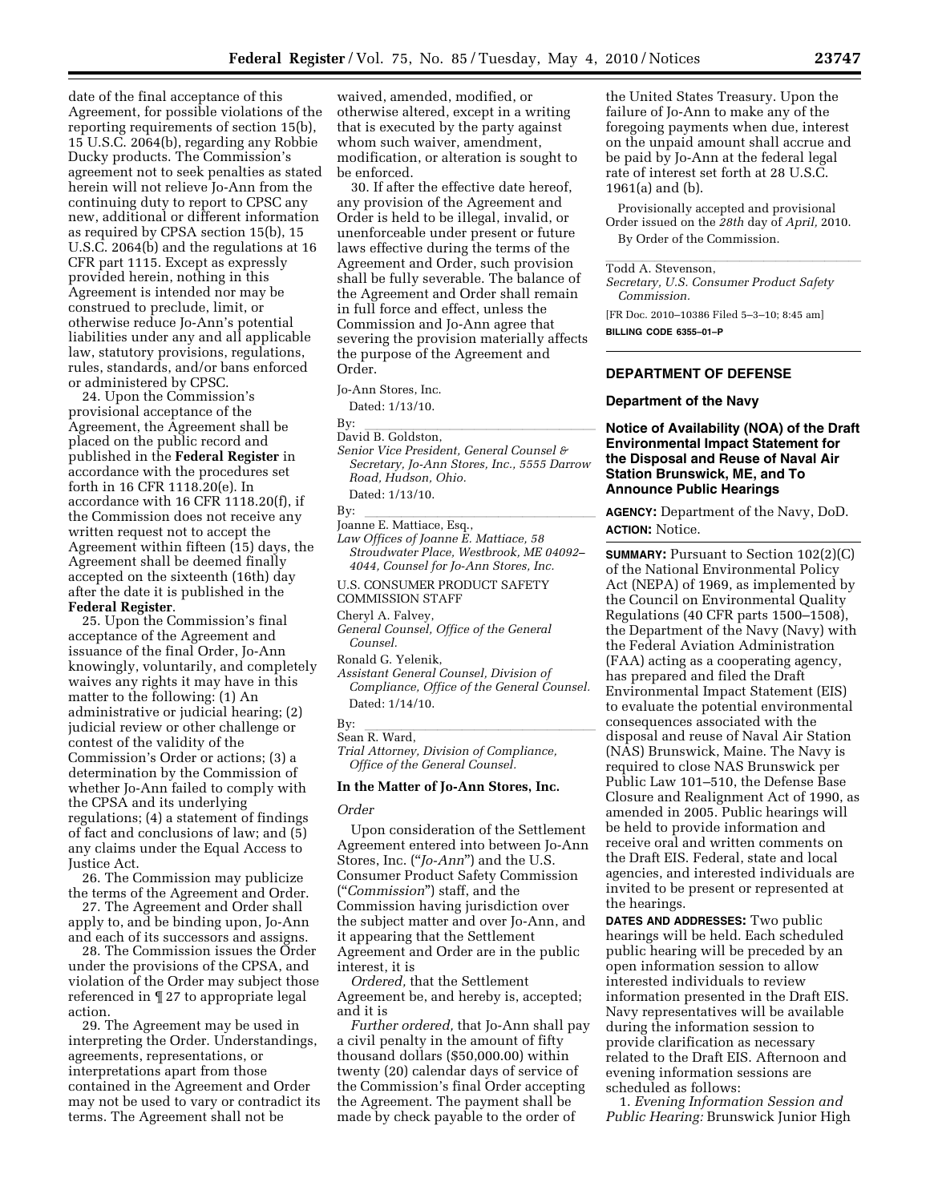date of the final acceptance of this Agreement, for possible violations of the reporting requirements of section 15(b), 15 U.S.C. 2064(b), regarding any Robbie Ducky products. The Commission's agreement not to seek penalties as stated herein will not relieve Jo-Ann from the continuing duty to report to CPSC any new, additional or different information as required by CPSA section 15(b), 15 U.S.C. 2064(b) and the regulations at 16 CFR part 1115. Except as expressly provided herein, nothing in this Agreement is intended nor may be construed to preclude, limit, or otherwise reduce Jo-Ann's potential liabilities under any and all applicable law, statutory provisions, regulations, rules, standards, and/or bans enforced or administered by CPSC.

24. Upon the Commission's provisional acceptance of the Agreement, the Agreement shall be placed on the public record and published in the **Federal Register** in accordance with the procedures set forth in 16 CFR 1118.20(e). In accordance with 16 CFR 1118.20(f), if the Commission does not receive any written request not to accept the Agreement within fifteen (15) days, the Agreement shall be deemed finally accepted on the sixteenth (16th) day after the date it is published in the **Federal Register**.

25. Upon the Commission's final acceptance of the Agreement and issuance of the final Order, Jo-Ann knowingly, voluntarily, and completely waives any rights it may have in this matter to the following: (1) An administrative or judicial hearing; (2) judicial review or other challenge or contest of the validity of the Commission's Order or actions; (3) a determination by the Commission of whether Jo-Ann failed to comply with the CPSA and its underlying regulations; (4) a statement of findings of fact and conclusions of law; and (5) any claims under the Equal Access to Justice Act.

26. The Commission may publicize the terms of the Agreement and Order.

27. The Agreement and Order shall apply to, and be binding upon, Jo-Ann and each of its successors and assigns.

28. The Commission issues the Order under the provisions of the CPSA, and violation of the Order may subject those referenced in ¶ 27 to appropriate legal action.

29. The Agreement may be used in interpreting the Order. Understandings, agreements, representations, or interpretations apart from those contained in the Agreement and Order may not be used to vary or contradict its terms. The Agreement shall not be waived, amended, modified, or otherwise altered, except in a writing that is executed by the party against whom such waiver, amendment, modification, or alteration is sought to be enforced.

30. If after the effective date hereof, any provision of the Agreement and Order is held to be illegal, invalid, or unenforceable under present or future laws effective during the terms of the Agreement and Order, such provision shall be fully severable. The balance of the Agreement and Order shall remain in full force and effect, unless the Commission and Jo-Ann agree that severing the provision materially affects the purpose of the Agreement and Order.

Jo-Ann Stores, Inc.

Dated: 1/13/10.

By: \_\_\_\_\_\_\_\_\_\_\_\_\_\_\_\_\_\_\_\_

David B. Goldston,

*Senior Vice President, General Counsel & Secretary, Jo-Ann Stores, Inc., 5555 Darrow Road, Hudson, Ohio.*

Dated: 1/13/10.

By: \_\_\_\_\_\_\_\_\_\_\_\_\_\_\_\_\_\_\_\_

Joanne E. Mattiace, Esq.,

*Law Offices of Joanne E. Mattiace, 58 Stroudwater Place, Westbrook, ME 04092–4044, Counsel for Jo-Ann Stores, Inc.*

U.S. CONSUMER PRODUCT SAFETY COMMISSION STAFF

Cheryl A. Falvey,

*General Counsel, Office of the General Counsel.*

Ronald G. Yelenik,

*Assistant General Counsel, Division of Compliance, Office of the General Counsel.*

Dated: 1/14/10.

By: \_\_\_\_\_\_\_\_\_\_\_\_\_\_\_\_\_\_\_\_

Sean R. Ward,

*Trial Attorney, Division of Compliance, Office of the General Counsel.*

### In the Matter of Jo-Ann Stores, Inc.

*Order*

Upon consideration of the Settlement Agreement entered into between Jo-Ann Stores, Inc. ("*Jo-Ann*") and the U.S. Consumer Product Safety Commission ("*Commission*") staff, and the Commission having jurisdiction over the subject matter and over Jo-Ann, and it appearing that the Settlement Agreement and Order are in the public interest, it is

*Ordered,* that the Settlement Agreement be, and hereby is, accepted; and it is

*Further ordered,* that Jo-Ann shall pay a civil penalty in the amount of fifty thousand dollars ($50,000.00) within twenty (20) calendar days of service of the Commission's final Order accepting the Agreement. The payment shall be made by check payable to the order of the United States Treasury. Upon the failure of Jo-Ann to make any of the foregoing payments when due, interest on the unpaid amount shall accrue and be paid by Jo-Ann at the federal legal rate of interest set forth at 28 U.S.C. 1961(a) and (b).

Provisionally accepted and provisional Order issued on the *28th* day of *April,* 2010.

By Order of the Commission.

Todd A. Stevenson,

*Secretary, U.S. Consumer Product Safety Commission.*

[FR Doc. 2010–10386 Filed 5–3–10; 8:45 am]

**BILLING CODE 6355–01–P**

## DEPARTMENT OF DEFENSE

### Department of the Navy

### Notice of Availability (NOA) of the Draft Environmental Impact Statement for the Disposal and Reuse of Naval Air Station Brunswick, ME, and To Announce Public Hearings

**AGENCY:** Department of the Navy, DoD.

**ACTION:** Notice.

**SUMMARY:** Pursuant to Section 102(2)(C) of the National Environmental Policy Act (NEPA) of 1969, as implemented by the Council on Environmental Quality Regulations (40 CFR parts 1500–1508), the Department of the Navy (Navy) with the Federal Aviation Administration (FAA) acting as a cooperating agency, has prepared and filed the Draft Environmental Impact Statement (EIS) to evaluate the potential environmental consequences associated with the disposal and reuse of Naval Air Station (NAS) Brunswick, Maine. The Navy is required to close NAS Brunswick per Public Law 101–510, the Defense Base Closure and Realignment Act of 1990, as amended in 2005. Public hearings will be held to provide information and receive oral and written comments on the Draft EIS. Federal, state and local agencies, and interested individuals are invited to be present or represented at the hearings.

**DATES AND ADDRESSES:** Two public hearings will be held. Each scheduled public hearing will be preceded by an open information session to allow interested individuals to review information presented in the Draft EIS. Navy representatives will be available during the information session to provide clarification as necessary related to the Draft EIS. Afternoon and evening information sessions are scheduled as follows:

1. *Evening Information Session and Public Hearing:* Brunswick Junior High